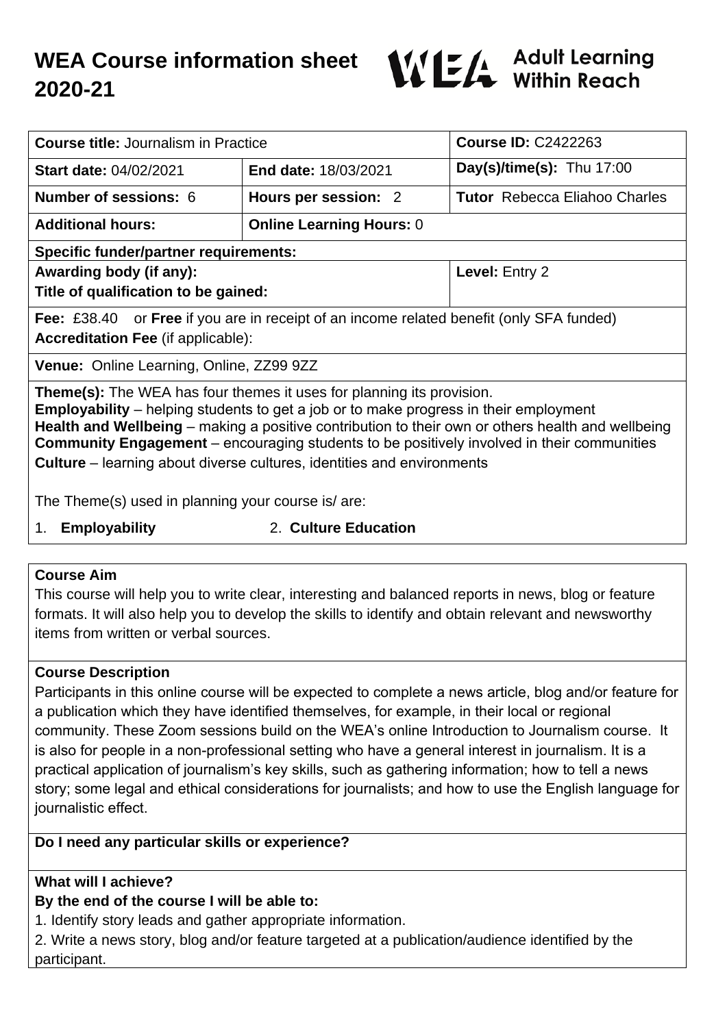# WEA Course information sheet 2020-21

WEA Adult Learning Within Reach

| **Course title:** Journalism in Practice | | **Course ID:** C2422263 |
|---|---|---|
| **Start date:** 04/02/2021 | **End date:** 18/03/2021 | **Day(s)/time(s):** Thu 17:00 |
| **Number of sessions:** 6 | **Hours per session:** 2 | **Tutor** Rebecca Eliahoo Charles |
| **Additional hours:** | **Online Learning Hours:** 0 | |
| **Specific funder/partner requirements:** | | |
| **Awarding body (if any):** <br> **Title of qualification to be gained:** | | **Level:** Entry 2 |
| **Fee:** £38.40 or **Free** if you are in receipt of an income related benefit (only SFA funded) <br> **Accreditation Fee** (if applicable): | | |
| **Venue:** Online Learning, Online, ZZ99 9ZZ | | |

**Theme(s):** The WEA has four themes it uses for planning its provision.
**Employability** – helping students to get a job or to make progress in their employment
**Health and Wellbeing** – making a positive contribution to their own or others health and wellbeing
**Community Engagement** – encouraging students to be positively involved in their communities
**Culture** – learning about diverse cultures, identities and environments

The Theme(s) used in planning your course is/ are:

1. **Employability**
2. **Culture Education**

## Course Aim

This course will help you to write clear, interesting and balanced reports in news, blog or feature formats. It will also help you to develop the skills to identify and obtain relevant and newsworthy items from written or verbal sources.

## Course Description

Participants in this online course will be expected to complete a news article, blog and/or feature for a publication which they have identified themselves, for example, in their local or regional community. These Zoom sessions build on the WEA's online Introduction to Journalism course. It is also for people in a non-professional setting who have a general interest in journalism. It is a practical application of journalism's key skills, such as gathering information; how to tell a news story; some legal and ethical considerations for journalists; and how to use the English language for journalistic effect.

## Do I need any particular skills or experience?

## What will I achieve?

**By the end of the course I will be able to:**

1. Identify story leads and gather appropriate information.
2. Write a news story, blog and/or feature targeted at a publication/audience identified by the participant.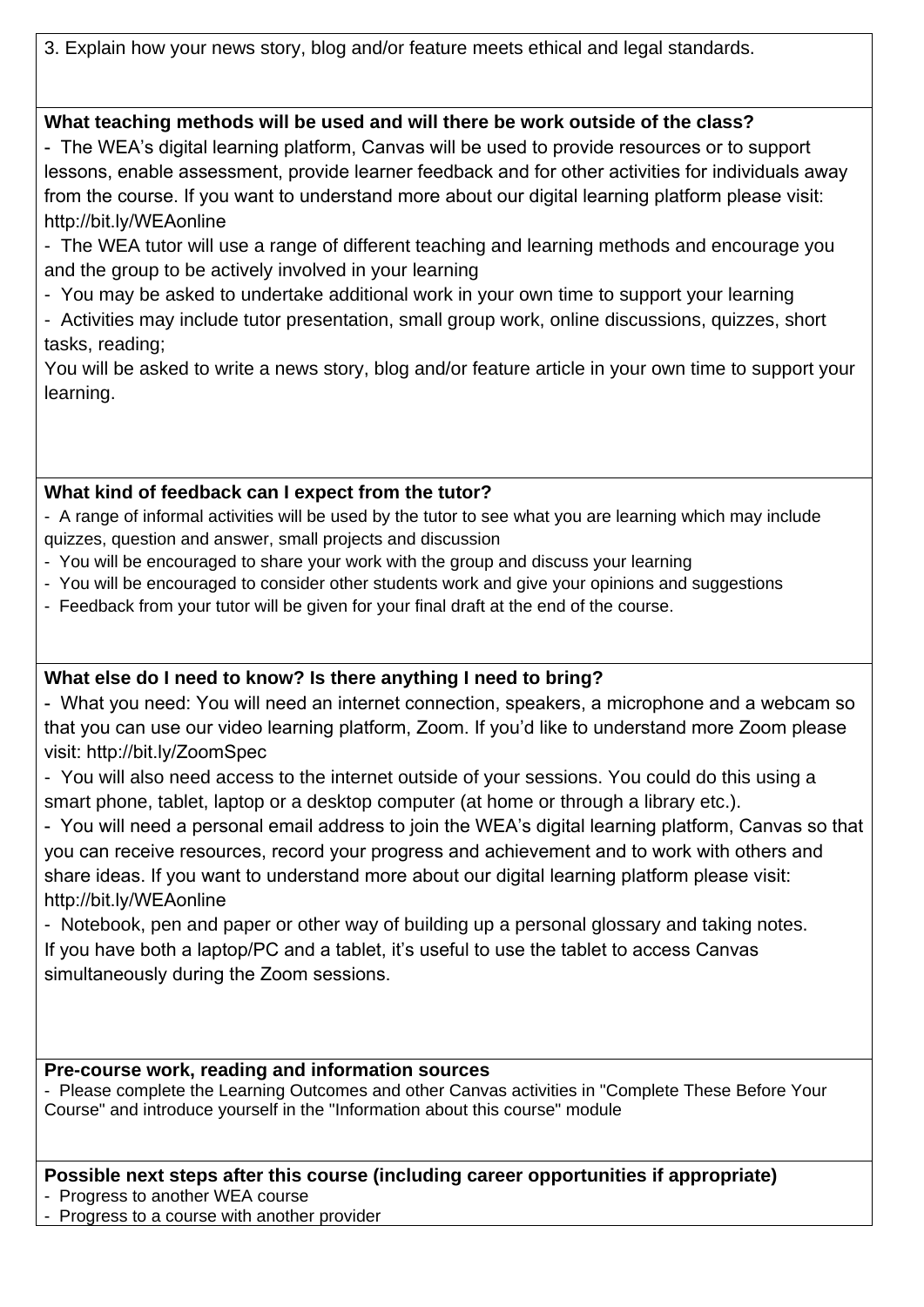3. Explain how your news story, blog and/or feature meets ethical and legal standards.

**What teaching methods will be used and will there be work outside of the class?**

- The WEA's digital learning platform, Canvas will be used to provide resources or to support lessons, enable assessment, provide learner feedback and for other activities for individuals away from the course. If you want to understand more about our digital learning platform please visit: http://bit.ly/WEAonline
- The WEA tutor will use a range of different teaching and learning methods and encourage you and the group to be actively involved in your learning
- You may be asked to undertake additional work in your own time to support your learning
- Activities may include tutor presentation, small group work, online discussions, quizzes, short tasks, reading;

You will be asked to write a news story, blog and/or feature article in your own time to support your learning.

**What kind of feedback can I expect from the tutor?**

- A range of informal activities will be used by the tutor to see what you are learning which may include quizzes, question and answer, small projects and discussion
- You will be encouraged to share your work with the group and discuss your learning
- You will be encouraged to consider other students work and give your opinions and suggestions
- Feedback from your tutor will be given for your final draft at the end of the course.

**What else do I need to know? Is there anything I need to bring?**

- What you need: You will need an internet connection, speakers, a microphone and a webcam so that you can use our video learning platform, Zoom. If you'd like to understand more Zoom please visit: http://bit.ly/ZoomSpec
- You will also need access to the internet outside of your sessions. You could do this using a smart phone, tablet, laptop or a desktop computer (at home or through a library etc.).
- You will need a personal email address to join the WEA's digital learning platform, Canvas so that you can receive resources, record your progress and achievement and to work with others and share ideas. If you want to understand more about our digital learning platform please visit: http://bit.ly/WEAonline
- Notebook, pen and paper or other way of building up a personal glossary and taking notes.

If you have both a laptop/PC and a tablet, it's useful to use the tablet to access Canvas simultaneously during the Zoom sessions.

**Pre-course work, reading and information sources**

- Please complete the Learning Outcomes and other Canvas activities in "Complete These Before Your Course" and introduce yourself in the "Information about this course" module

**Possible next steps after this course (including career opportunities if appropriate)**

- Progress to another WEA course
- Progress to a course with another provider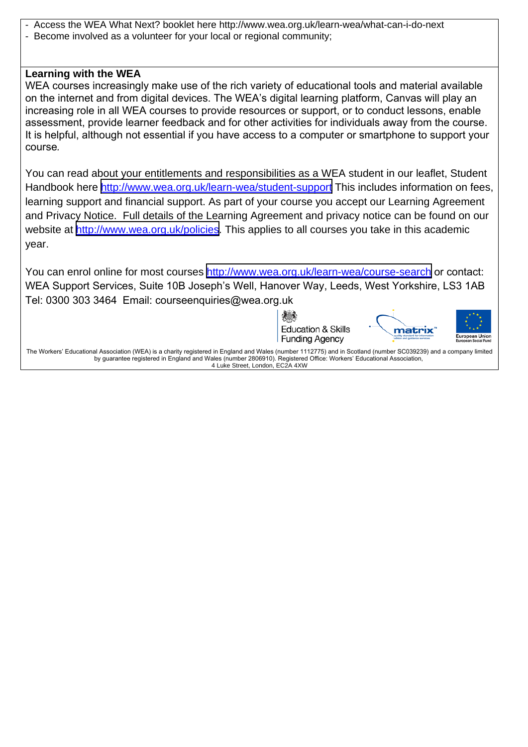- Access the WEA What Next? booklet here http://www.wea.org.uk/learn-wea/what-can-i-do-next
- Become involved as a volunteer for your local or regional community;

**Learning with the WEA**

WEA courses increasingly make use of the rich variety of educational tools and material available on the internet and from digital devices. The WEA's digital learning platform, Canvas will play an increasing role in all WEA courses to provide resources or support, or to conduct lessons, enable assessment, provide learner feedback and for other activities for individuals away from the course. It is helpful, although not essential if you have access to a computer or smartphone to support your course.

You can read about your entitlements and responsibilities as a WEA student in our leaflet, Student Handbook here http://www.wea.org.uk/learn-wea/student-support This includes information on fees, learning support and financial support. As part of your course you accept our Learning Agreement and Privacy Notice. Full details of the Learning Agreement and privacy notice can be found on our website at http://www.wea.org.uk/policies. This applies to all courses you take in this academic year.

You can enrol online for most courses http://www.wea.org.uk/learn-wea/course-search or contact: WEA Support Services, Suite 10B Joseph's Well, Hanover Way, Leeds, West Yorkshire, LS3 1AB
Tel: 0300 303 3464 Email: courseenquiries@wea.org.uk

Education & Skills Funding Agency

matrix

European Union European Social Fund

The Workers' Educational Association (WEA) is a charity registered in England and Wales (number 1112775) and in Scotland (number SC039239) and a company limited by guarantee registered in England and Wales (number 2806910). Registered Office: Workers' Educational Association, 4 Luke Street, London, EC2A 4XW